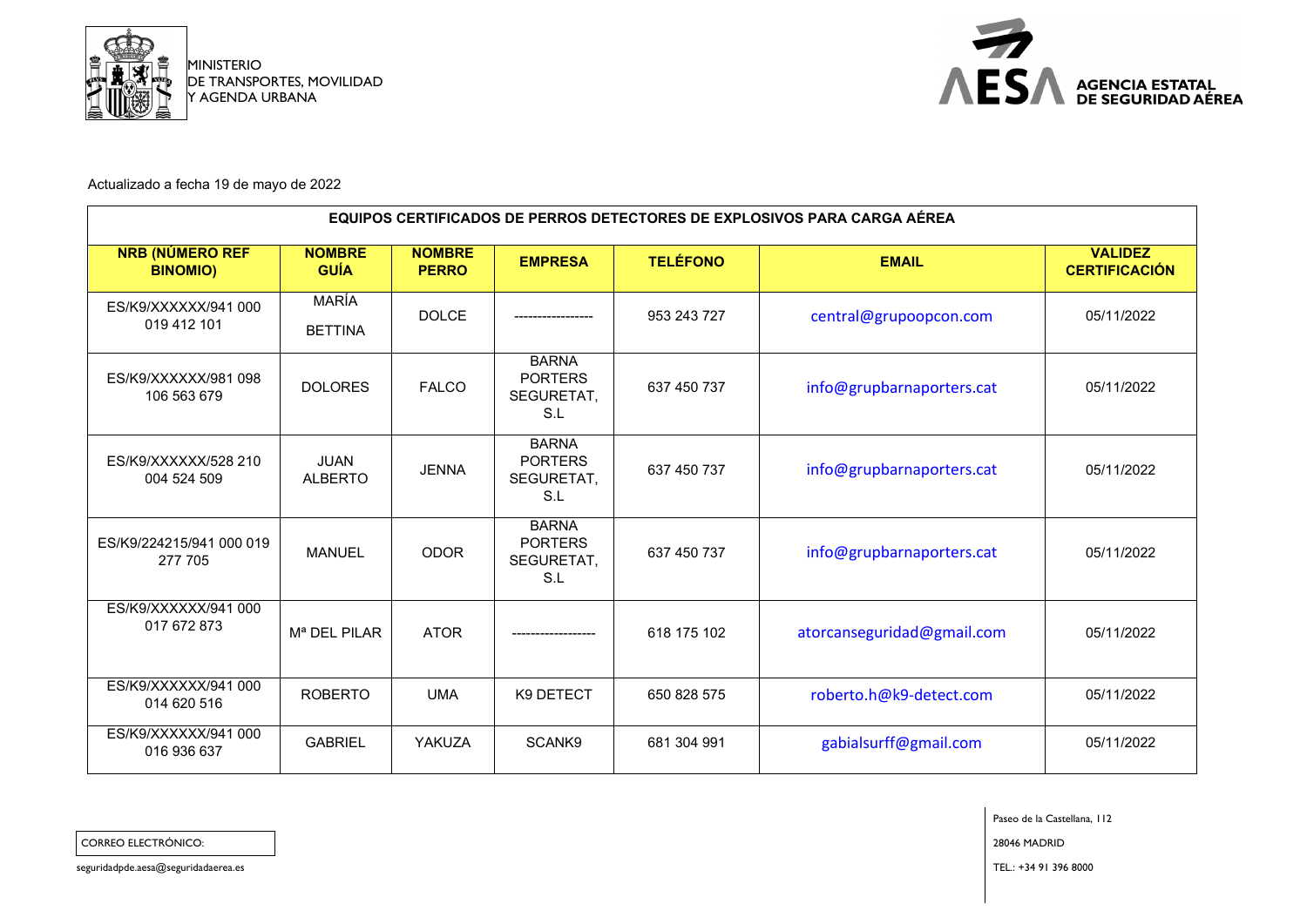MINISTERIO
DE TRANSPORTES, MOVILIDAD
Y AGENDA URBANA

AESA AGENCIA ESTATAL DE SEGURIDAD AÉREA

Actualizado a fecha 19 de mayo de 2022

| EQUIPOS CERTIFICADOS DE PERROS DETECTORES DE EXPLOSIVOS PARA CARGA AÉREA | | | | | | |
|---|---|---|---|---|---|---|
| **NRB (NÚMERO REF BINOMIO)** | **NOMBRE GUÍA** | **NOMBRE PERRO** | **EMPRESA** | **TELÉFONO** | **EMAIL** | **VALIDEZ CERTIFICACIÓN** |
| ES/K9/XXXXXX/941 000 019 412 101 | MARÍA BETTINA | DOLCE | ----------------- | 953 243 727 | central@grupoopcon.com | 05/11/2022 |
| ES/K9/XXXXXX/981 098 106 563 679 | DOLORES | FALCO | BARNA PORTERS SEGURETAT, S.L | 637 450 737 | info@grupbarnaporters.cat | 05/11/2022 |
| ES/K9/XXXXXX/528 210 004 524 509 | JUAN ALBERTO | JENNA | BARNA PORTERS SEGURETAT, S.L | 637 450 737 | info@grupbarnaporters.cat | 05/11/2022 |
| ES/K9/224215/941 000 019 277 705 | MANUEL | ODOR | BARNA PORTERS SEGURETAT, S.L | 637 450 737 | info@grupbarnaporters.cat | 05/11/2022 |
| ES/K9/XXXXXX/941 000 017 672 873 | Mª DEL PILAR | ATOR | ------------------ | 618 175 102 | atorcanseguridad@gmail.com | 05/11/2022 |
| ES/K9/XXXXXX/941 000 014 620 516 | ROBERTO | UMA | K9 DETECT | 650 828 575 | roberto.h@k9-detect.com | 05/11/2022 |
| ES/K9/XXXXXX/941 000 016 936 637 | GABRIEL | YAKUZA | SCANK9 | 681 304 991 | gabialsurff@gmail.com | 05/11/2022 |

CORREO ELECTRÓNICO:

seguridadpde.aesa@seguridadaerea.es

Paseo de la Castellana, 112

28046 MADRID

TEL.: +34 91 396 8000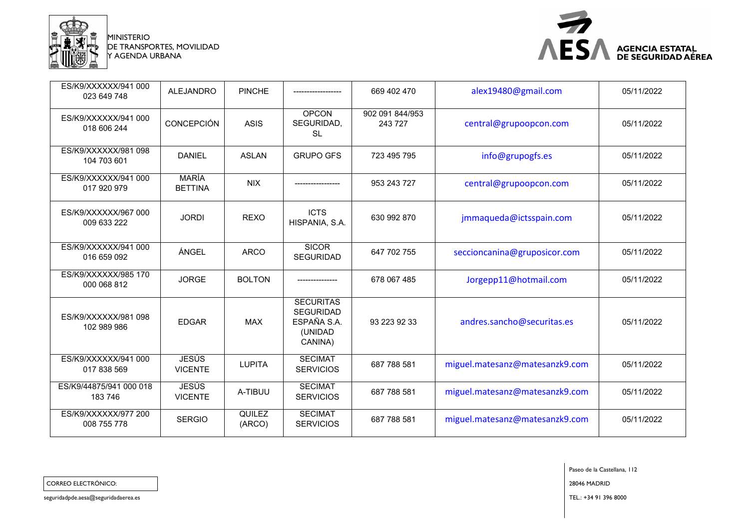| ES/K9/XXXXXX/941 000 023 649 748 | ALEJANDRO | PINCHE | ------------------ | 669 402 470 | alex19480@gmail.com | 05/11/2022 |
|---|---|---|---|---|---|---|
| ES/K9/XXXXXX/941 000 018 606 244 | CONCEPCIÓN | ASIS | OPCON SEGURIDAD, SL | 902 091 844/953 243 727 | central@grupoopcon.com | 05/11/2022 |
| ES/K9/XXXXXX/981 098 104 703 601 | DANIEL | ASLAN | GRUPO GFS | 723 495 795 | info@grupogfs.es | 05/11/2022 |
| ES/K9/XXXXXX/941 000 017 920 979 | MARÍA BETTINA | NIX | ----------------- | 953 243 727 | central@grupoopcon.com | 05/11/2022 |
| ES/K9/XXXXXX/967 000 009 633 222 | JORDI | REXO | ICTS HISPANIA, S.A. | 630 992 870 | jmmaqueda@ictsspain.com | 05/11/2022 |
| ES/K9/XXXXXX/941 000 016 659 092 | ÁNGEL | ARCO | SICOR SEGURIDAD | 647 702 755 | seccioncanina@gruposicor.com | 05/11/2022 |
| ES/K9/XXXXXX/985 170 000 068 812 | JORGE | BOLTON | --------------- | 678 067 485 | Jorgepp11@hotmail.com | 05/11/2022 |
| ES/K9/XXXXXX/981 098 102 989 986 | EDGAR | MAX | SECURITAS SEGURIDAD ESPAÑA S.A. (UNIDAD CANINA) | 93 223 92 33 | andres.sancho@securitas.es | 05/11/2022 |
| ES/K9/XXXXXX/941 000 017 838 569 | JESÚS VICENTE | LUPITA | SECIMAT SERVICIOS | 687 788 581 | miguel.matesanz@matesanzk9.com | 05/11/2022 |
| ES/K9/44875/941 000 018 183 746 | JESÚS VICENTE | A-TIBUU | SECIMAT SERVICIOS | 687 788 581 | miguel.matesanz@matesanzk9.com | 05/11/2022 |
| ES/K9/XXXXXX/977 200 008 755 778 | SERGIO | QUILEZ (ARCO) | SECIMAT SERVICIOS | 687 788 581 | miguel.matesanz@matesanzk9.com | 05/11/2022 |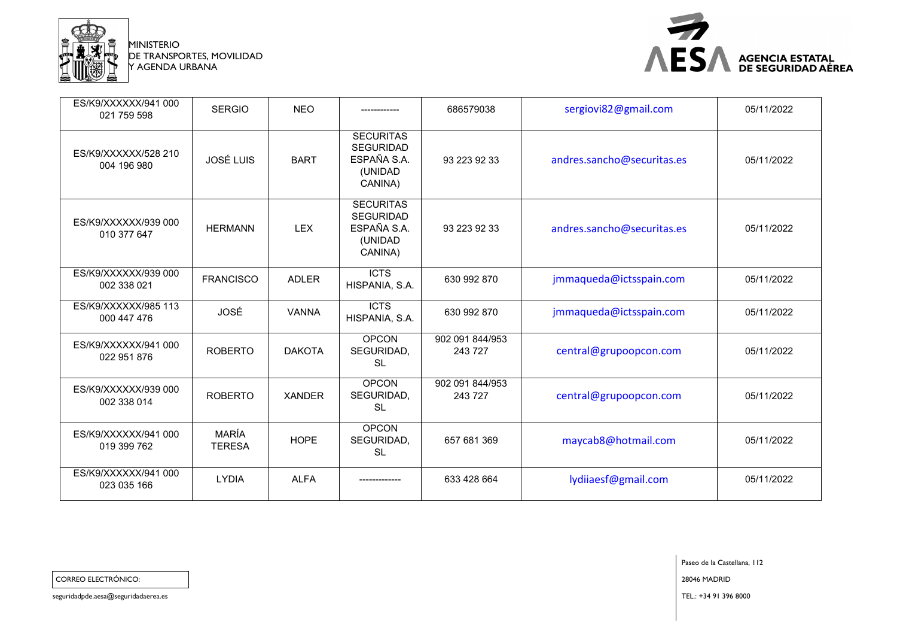| ES/K9/XXXXXX/941 000 021 759 598 | SERGIO | NEO | ------------ | 686579038 | sergiovi82@gmail.com | 05/11/2022 |
|---|---|---|---|---|---|---|
| ES/K9/XXXXXX/528 210 004 196 980 | JOSÉ LUIS | BART | SECURITAS SEGURIDAD ESPAÑA S.A. (UNIDAD CANINA) | 93 223 92 33 | andres.sancho@securitas.es | 05/11/2022 |
| ES/K9/XXXXXX/939 000 010 377 647 | HERMANN | LEX | SECURITAS SEGURIDAD ESPAÑA S.A. (UNIDAD CANINA) | 93 223 92 33 | andres.sancho@securitas.es | 05/11/2022 |
| ES/K9/XXXXXX/939 000 002 338 021 | FRANCISCO | ADLER | ICTS HISPANIA, S.A. | 630 992 870 | jmmaqueda@ictsspain.com | 05/11/2022 |
| ES/K9/XXXXXX/985 113 000 447 476 | JOSÉ | VANNA | ICTS HISPANIA, S.A. | 630 992 870 | jmmaqueda@ictsspain.com | 05/11/2022 |
| ES/K9/XXXXXX/941 000 022 951 876 | ROBERTO | DAKOTA | OPCON SEGURIDAD, SL | 902 091 844/953 243 727 | central@grupoopcon.com | 05/11/2022 |
| ES/K9/XXXXXX/939 000 002 338 014 | ROBERTO | XANDER | OPCON SEGURIDAD, SL | 902 091 844/953 243 727 | central@grupoopcon.com | 05/11/2022 |
| ES/K9/XXXXXX/941 000 019 399 762 | MARÍA TERESA | HOPE | OPCON SEGURIDAD, SL | 657 681 369 | maycab8@hotmail.com | 05/11/2022 |
| ES/K9/XXXXXX/941 000 023 035 166 | LYDIA | ALFA | ------------- | 633 428 664 | lydiiaesf@gmail.com | 05/11/2022 |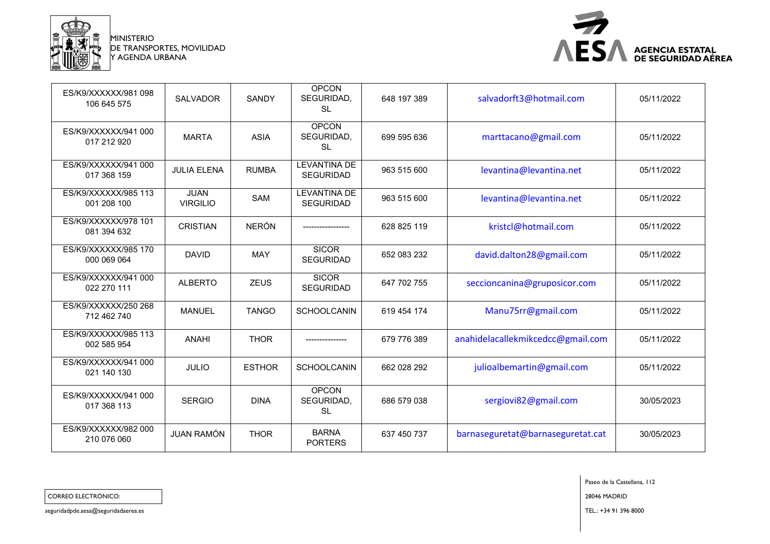| ES/K9/XXXXXX/981 098 106 645 575 | SALVADOR | SANDY | OPCON SEGURIDAD, SL | 648 197 389 | salvadorft3@hotmail.com | 05/11/2022 |
|---|---|---|---|---|---|---|
| ES/K9/XXXXXX/941 000 017 212 920 | MARTA | ASIA | OPCON SEGURIDAD, SL | 699 595 636 | marttacano@gmail.com | 05/11/2022 |
| ES/K9/XXXXXX/941 000 017 368 159 | JULIA ELENA | RUMBA | LEVANTINA DE SEGURIDAD | 963 515 600 | levantina@levantina.net | 05/11/2022 |
| ES/K9/XXXXXX/985 113 001 208 100 | JUAN VIRGILIO | SAM | LEVANTINA DE SEGURIDAD | 963 515 600 | levantina@levantina.net | 05/11/2022 |
| ES/K9/XXXXXX/978 101 081 394 632 | CRISTIAN | NERÓN | ---------------- | 628 825 119 | kristcl@hotmail.com | 05/11/2022 |
| ES/K9/XXXXXX/985 170 000 069 064 | DAVID | MAY | SICOR SEGURIDAD | 652 083 232 | david.dalton28@gmail.com | 05/11/2022 |
| ES/K9/XXXXXX/941 000 022 270 111 | ALBERTO | ZEUS | SICOR SEGURIDAD | 647 702 755 | seccioncanina@gruposicor.com | 05/11/2022 |
| ES/K9/XXXXXX/250 268 712 462 740 | MANUEL | TANGO | SCHOOLCANIN | 619 454 174 | Manu75rr@gmail.com | 05/11/2022 |
| ES/K9/XXXXXX/985 113 002 585 954 | ANAHI | THOR | -------------- | 679 776 389 | anahidelacallekmikcedcc@gmail.com | 05/11/2022 |
| ES/K9/XXXXXX/941 000 021 140 130 | JULIO | ESTHOR | SCHOOLCANIN | 662 028 292 | julioalbemartin@gmail.com | 05/11/2022 |
| ES/K9/XXXXXX/941 000 017 368 113 | SERGIO | DINA | OPCON SEGURIDAD, SL | 686 579 038 | sergiovi82@gmail.com | 30/05/2023 |
| ES/K9/XXXXXX/982 000 210 076 060 | JUAN RAMÓN | THOR | BARNA PORTERS | 637 450 737 | barnaseguretat@barnaseguretat.cat | 30/05/2023 |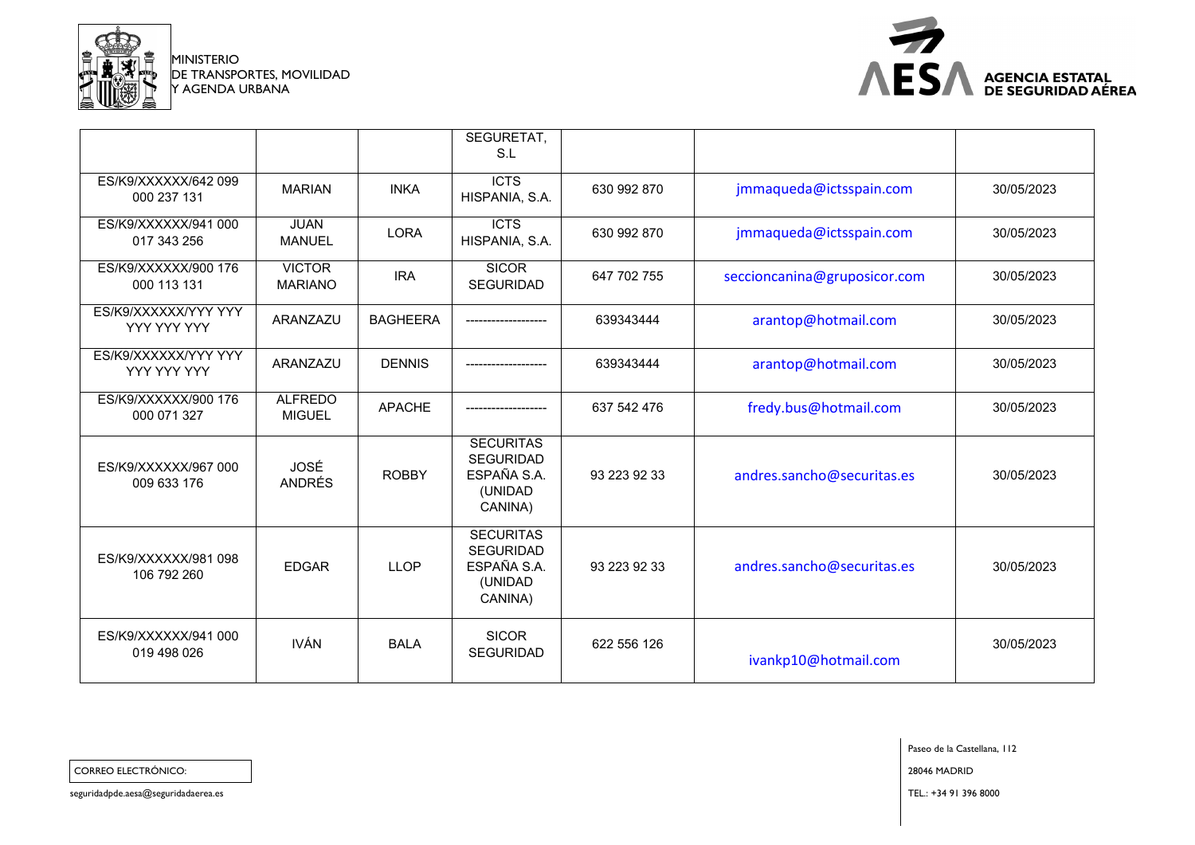| | | | SEGURETAT, S.L | | | |
|---|---|---|---|---|---|---|
| ES/K9/XXXXXX/642 099 000 237 131 | MARIAN | INKA | ICTS HISPANIA, S.A. | 630 992 870 | jmmaqueda@ictsspain.com | 30/05/2023 |
| ES/K9/XXXXXX/941 000 017 343 256 | JUAN MANUEL | LORA | ICTS HISPANIA, S.A. | 630 992 870 | jmmaqueda@ictsspain.com | 30/05/2023 |
| ES/K9/XXXXXX/900 176 000 113 131 | VICTOR MARIANO | IRA | SICOR SEGURIDAD | 647 702 755 | seccioncanina@gruposicor.com | 30/05/2023 |
| ES/K9/XXXXXX/YYY YYY YYY YYY YYY | ARANZAZU | BAGHEERA | ------------------- | 639343444 | arantop@hotmail.com | 30/05/2023 |
| ES/K9/XXXXXX/YYY YYY YYY YYY YYY | ARANZAZU | DENNIS | ------------------- | 639343444 | arantop@hotmail.com | 30/05/2023 |
| ES/K9/XXXXXX/900 176 000 071 327 | ALFREDO MIGUEL | APACHE | ------------------- | 637 542 476 | fredy.bus@hotmail.com | 30/05/2023 |
| ES/K9/XXXXXX/967 000 009 633 176 | JOSÉ ANDRÉS | ROBBY | SECURITAS SEGURIDAD ESPAÑA S.A. (UNIDAD CANINA) | 93 223 92 33 | andres.sancho@securitas.es | 30/05/2023 |
| ES/K9/XXXXXX/981 098 106 792 260 | EDGAR | LLOP | SECURITAS SEGURIDAD ESPAÑA S.A. (UNIDAD CANINA) | 93 223 92 33 | andres.sancho@securitas.es | 30/05/2023 |
| ES/K9/XXXXXX/941 000 019 498 026 | IVÁN | BALA | SICOR SEGURIDAD | 622 556 126 | ivankp10@hotmail.com | 30/05/2023 |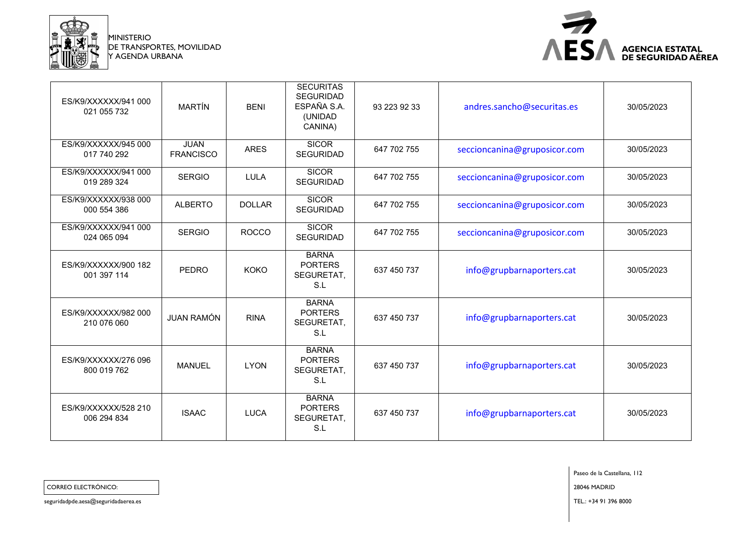| | | | | | | |
|---|---|---|---|---|---|---|
| ES/K9/XXXXXX/941 000 021 055 732 | MARTÍN | BENI | SECURITAS SEGURIDAD ESPAÑA S.A. (UNIDAD CANINA) | 93 223 92 33 | andres.sancho@securitas.es | 30/05/2023 |
| ES/K9/XXXXXX/945 000 017 740 292 | JUAN FRANCISCO | ARES | SICOR SEGURIDAD | 647 702 755 | seccioncanina@gruposicor.com | 30/05/2023 |
| ES/K9/XXXXXX/941 000 019 289 324 | SERGIO | LULA | SICOR SEGURIDAD | 647 702 755 | seccioncanina@gruposicor.com | 30/05/2023 |
| ES/K9/XXXXXX/938 000 000 554 386 | ALBERTO | DOLLAR | SICOR SEGURIDAD | 647 702 755 | seccioncanina@gruposicor.com | 30/05/2023 |
| ES/K9/XXXXXX/941 000 024 065 094 | SERGIO | ROCCO | SICOR SEGURIDAD | 647 702 755 | seccioncanina@gruposicor.com | 30/05/2023 |
| ES/K9/XXXXXX/900 182 001 397 114 | PEDRO | KOKO | BARNA PORTERS SEGURETAT, S.L | 637 450 737 | info@grupbarnaporters.cat | 30/05/2023 |
| ES/K9/XXXXXX/982 000 210 076 060 | JUAN RAMÓN | RINA | BARNA PORTERS SEGURETAT, S.L | 637 450 737 | info@grupbarnaporters.cat | 30/05/2023 |
| ES/K9/XXXXXX/276 096 800 019 762 | MANUEL | LYON | BARNA PORTERS SEGURETAT, S.L | 637 450 737 | info@grupbarnaporters.cat | 30/05/2023 |
| ES/K9/XXXXXX/528 210 006 294 834 | ISAAC | LUCA | BARNA PORTERS SEGURETAT, S.L | 637 450 737 | info@grupbarnaporters.cat | 30/05/2023 |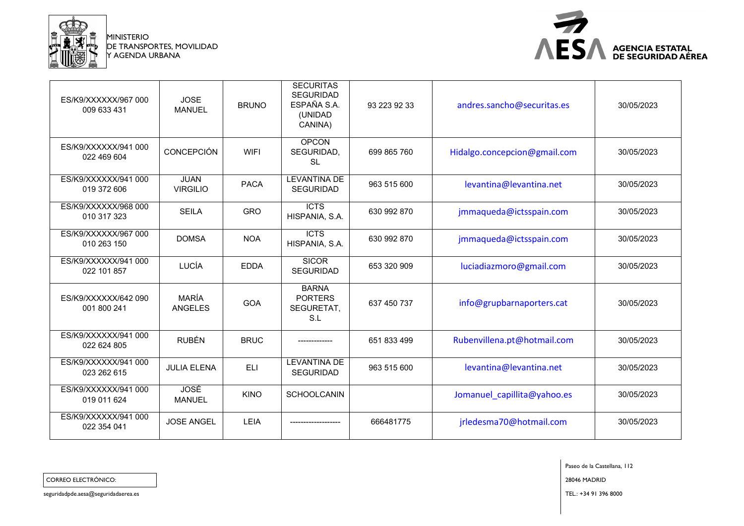| ES/K9/XXXXXX/967 000 009 633 431 | JOSE MANUEL | BRUNO | SECURITAS SEGURIDAD ESPAÑA S.A. (UNIDAD CANINA) | 93 223 92 33 | andres.sancho@securitas.es | 30/05/2023 |
|---|---|---|---|---|---|---|
| ES/K9/XXXXXX/941 000 022 469 604 | CONCEPCIÓN | WIFI | OPCON SEGURIDAD, SL | 699 865 760 | Hidalgo.concepcion@gmail.com | 30/05/2023 |
| ES/K9/XXXXXX/941 000 019 372 606 | JUAN VIRGILIO | PACA | LEVANTINA DE SEGURIDAD | 963 515 600 | levantina@levantina.net | 30/05/2023 |
| ES/K9/XXXXXX/968 000 010 317 323 | SEILA | GRO | ICTS HISPANIA, S.A. | 630 992 870 | jmmaqueda@ictsspain.com | 30/05/2023 |
| ES/K9/XXXXXX/967 000 010 263 150 | DOMSA | NOA | ICTS HISPANIA, S.A. | 630 992 870 | jmmaqueda@ictsspain.com | 30/05/2023 |
| ES/K9/XXXXXX/941 000 022 101 857 | LUCÍA | EDDA | SICOR SEGURIDAD | 653 320 909 | luciadiazmoro@gmail.com | 30/05/2023 |
| ES/K9/XXXXXX/642 090 001 800 241 | MARÍA ANGELES | GOA | BARNA PORTERS SEGURETAT, S.L | 637 450 737 | info@grupbarnaporters.cat | 30/05/2023 |
| ES/K9/XXXXXX/941 000 022 624 805 | RUBÉN | BRUC | ------------- | 651 833 499 | Rubenvillena.pt@hotmail.com | 30/05/2023 |
| ES/K9/XXXXXX/941 000 023 262 615 | JULIA ELENA | ELI | LEVANTINA DE SEGURIDAD | 963 515 600 | levantina@levantina.net | 30/05/2023 |
| ES/K9/XXXXXX/941 000 019 011 624 | JOSÉ MANUEL | KINO | SCHOOLCANIN | | Jomanuel_capillita@yahoo.es | 30/05/2023 |
| ES/K9/XXXXXX/941 000 022 354 041 | JOSE ANGEL | LEIA | ------------------- | 666481775 | jrledesma70@hotmail.com | 30/05/2023 |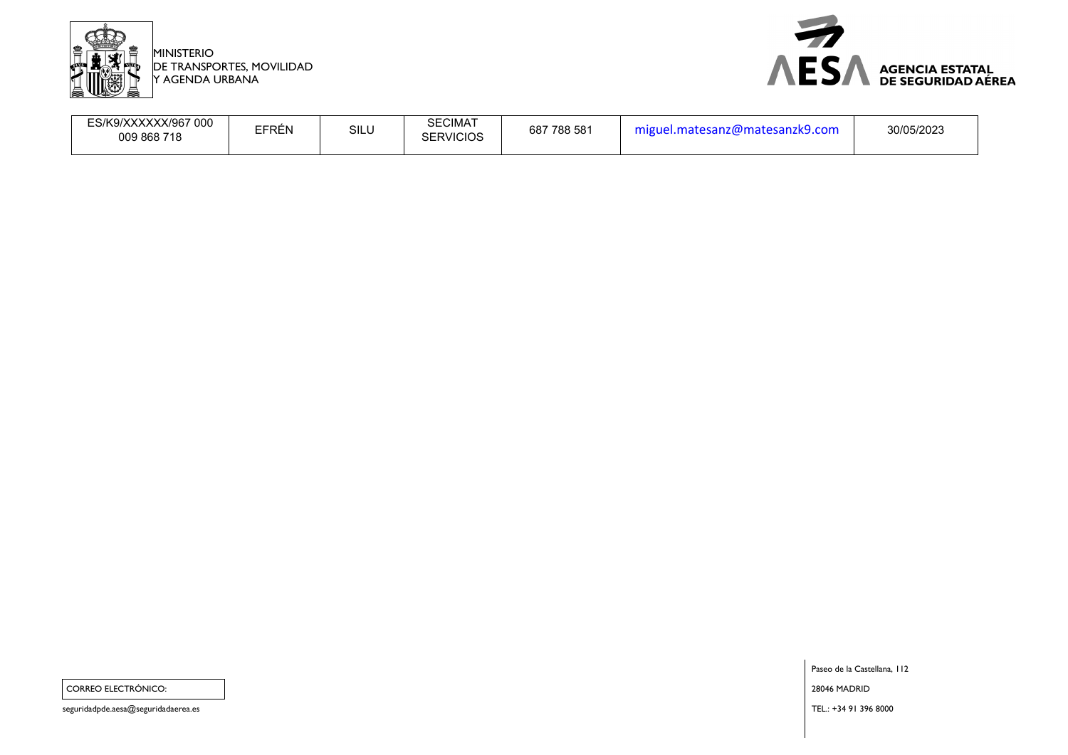| | | | | | | |
|---|---|---|---|---|---|---|
| ES/K9/XXXXXX/967 000 009 868 718 | EFRÉN | SILU | SECIMAT SERVICIOS | 687 788 581 | miguel.matesanz@matesanzk9.com | 30/05/2023 |